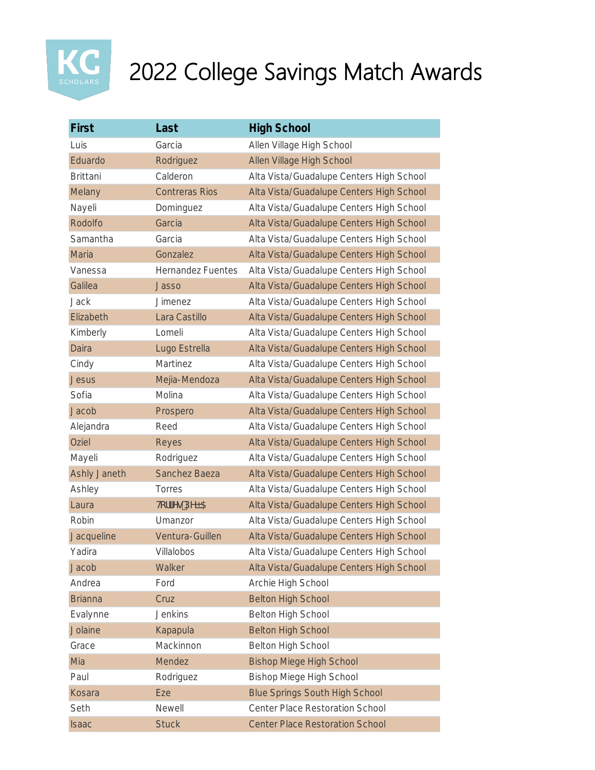# 2022 College Savings Match Awards

| First | Last | High School |
| --- | --- | --- |
| Luis | Garcia | Allen Village High School |
| Eduardo | Rodriguez | Allen Village High School |
| Brittani | Calderon | Alta Vista/Guadalupe Centers High School |
| Melany | Contreras Rios | Alta Vista/Guadalupe Centers High School |
| Nayeli | Dominguez | Alta Vista/Guadalupe Centers High School |
| Rodolfo | Garcia | Alta Vista/Guadalupe Centers High School |
| Samantha | Garcia | Alta Vista/Guadalupe Centers High School |
| Maria | Gonzalez | Alta Vista/Guadalupe Centers High School |
| Vanessa | Hernandez Fuentes | Alta Vista/Guadalupe Centers High School |
| Galilea | Jasso | Alta Vista/Guadalupe Centers High School |
| Jack | Jimenez | Alta Vista/Guadalupe Centers High School |
| Elizabeth | Lara Castillo | Alta Vista/Guadalupe Centers High School |
| Kimberly | Lomeli | Alta Vista/Guadalupe Centers High School |
| Daira | Lugo Estrella | Alta Vista/Guadalupe Centers High School |
| Cindy | Martinez | Alta Vista/Guadalupe Centers High School |
| Jesus | Mejia-Mendoza | Alta Vista/Guadalupe Centers High School |
| Sofia | Molina | Alta Vista/Guadalupe Centers High School |
| Jacob | Prospero | Alta Vista/Guadalupe Centers High School |
| Alejandra | Reed | Alta Vista/Guadalupe Centers High School |
| Oziel | Reyes | Alta Vista/Guadalupe Centers High School |
| Mayeli | Rodriguez | Alta Vista/Guadalupe Centers High School |
| Ashly Janeth | Sanchez Baeza | Alta Vista/Guadalupe Centers High School |
| Ashley | Torres | Alta Vista/Guadalupe Centers High School |
| Laura | 7RUUHV3H±$ | Alta Vista/Guadalupe Centers High School |
| Robin | Umanzor | Alta Vista/Guadalupe Centers High School |
| Jacqueline | Ventura-Guillen | Alta Vista/Guadalupe Centers High School |
| Yadira | Villalobos | Alta Vista/Guadalupe Centers High School |
| Jacob | Walker | Alta Vista/Guadalupe Centers High School |
| Andrea | Ford | Archie High School |
| Brianna | Cruz | Belton High School |
| Evalynne | Jenkins | Belton High School |
| Jolaine | Kapapula | Belton High School |
| Grace | Mackinnon | Belton High School |
| Mia | Mendez | Bishop Miege High School |
| Paul | Rodriguez | Bishop Miege High School |
| Kosara | Eze | Blue Springs South High School |
| Seth | Newell | Center Place Restoration School |
| Isaac | Stuck | Center Place Restoration School |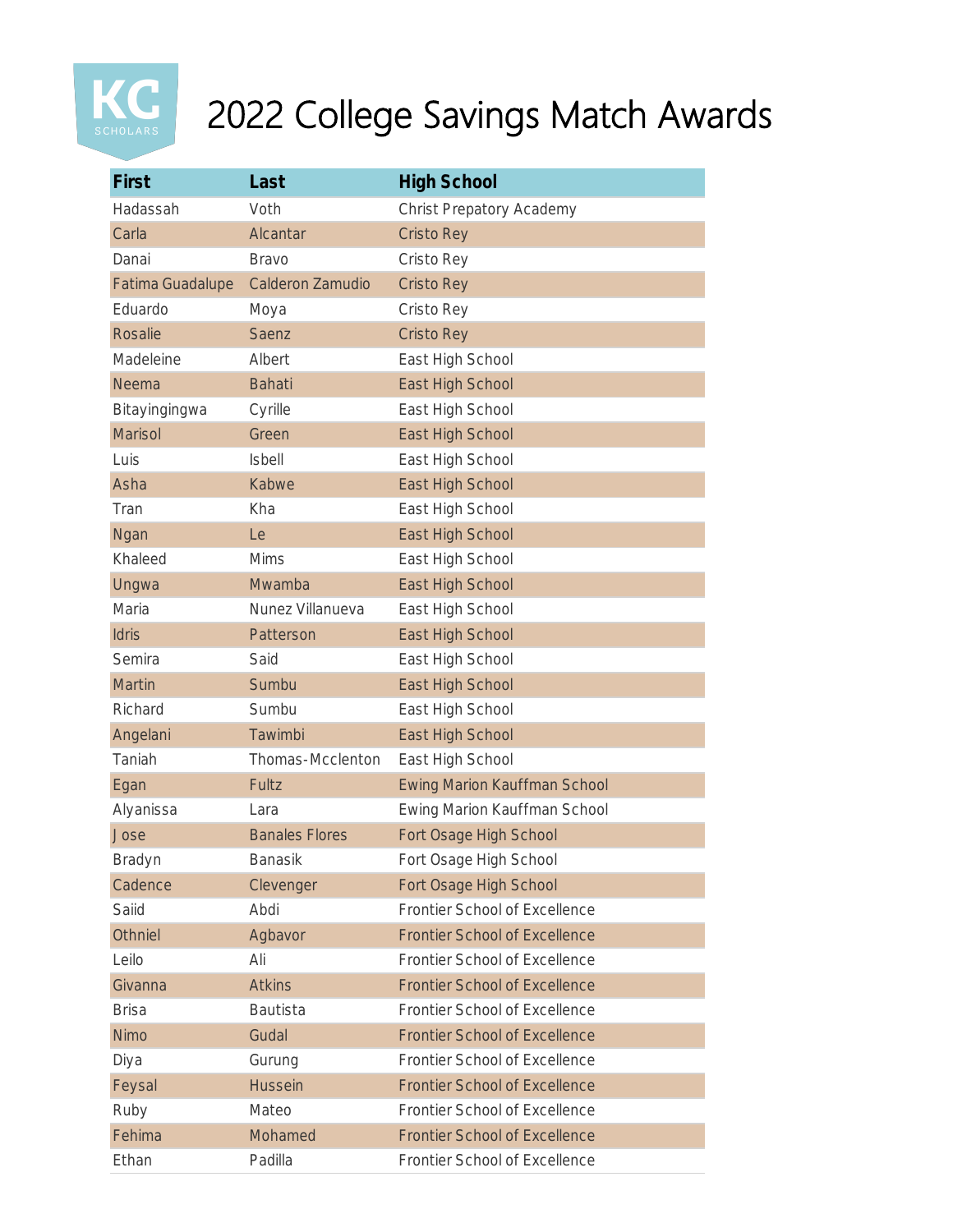# 2022 College Savings Match Awards

| First | Last | High School |
|---|---|---|
| Hadassah | Voth | Christ Prepatory Academy |
| Carla | Alcantar | Cristo Rey |
| Danai | Bravo | Cristo Rey |
| Fatima Guadalupe | Calderon Zamudio | Cristo Rey |
| Eduardo | Moya | Cristo Rey |
| Rosalie | Saenz | Cristo Rey |
| Madeleine | Albert | East High School |
| Neema | Bahati | East High School |
| Bitayingingwa | Cyrille | East High School |
| Marisol | Green | East High School |
| Luis | Isbell | East High School |
| Asha | Kabwe | East High School |
| Tran | Kha | East High School |
| Ngan | Le | East High School |
| Khaleed | Mims | East High School |
| Ungwa | Mwamba | East High School |
| Maria | Nunez Villanueva | East High School |
| Idris | Patterson | East High School |
| Semira | Said | East High School |
| Martin | Sumbu | East High School |
| Richard | Sumbu | East High School |
| Angelani | Tawimbi | East High School |
| Taniah | Thomas-Mcclenton | East High School |
| Egan | Fultz | Ewing Marion Kauffman School |
| Alyanissa | Lara | Ewing Marion Kauffman School |
| Jose | Banales Flores | Fort Osage High School |
| Bradyn | Banasik | Fort Osage High School |
| Cadence | Clevenger | Fort Osage High School |
| Saiid | Abdi | Frontier School of Excellence |
| Othniel | Agbavor | Frontier School of Excellence |
| Leilo | Ali | Frontier School of Excellence |
| Givanna | Atkins | Frontier School of Excellence |
| Brisa | Bautista | Frontier School of Excellence |
| Nimo | Gudal | Frontier School of Excellence |
| Diya | Gurung | Frontier School of Excellence |
| Feysal | Hussein | Frontier School of Excellence |
| Ruby | Mateo | Frontier School of Excellence |
| Fehima | Mohamed | Frontier School of Excellence |
| Ethan | Padilla | Frontier School of Excellence |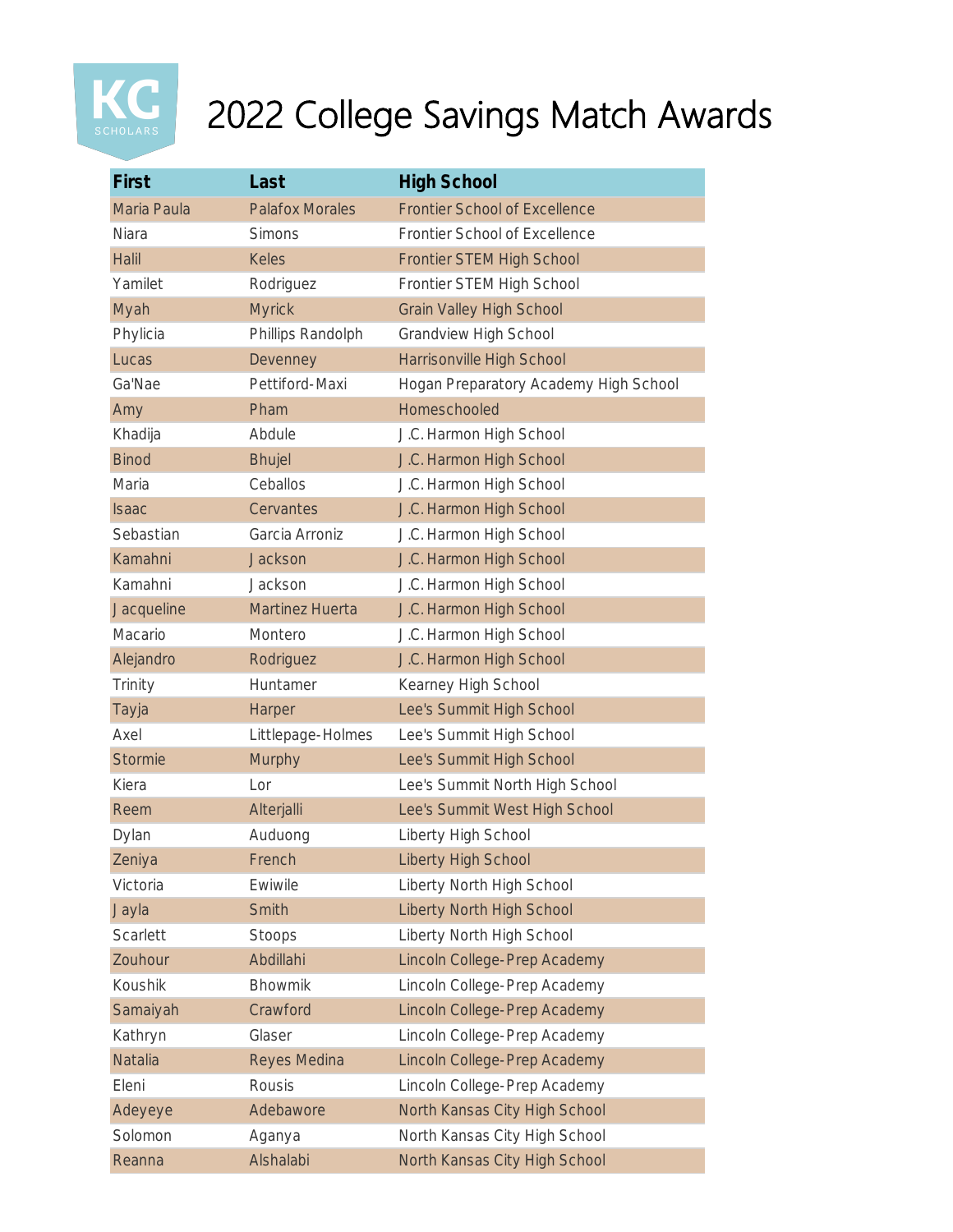# 2022 College Savings Match Awards

| First | Last | High School |
|---|---|---|
| Maria Paula | Palafox Morales | Frontier School of Excellence |
| Niara | Simons | Frontier School of Excellence |
| Halil | Keles | Frontier STEM High School |
| Yamilet | Rodriguez | Frontier STEM High School |
| Myah | Myrick | Grain Valley High School |
| Phylicia | Phillips Randolph | Grandview High School |
| Lucas | Devenney | Harrisonville High School |
| Ga'Nae | Pettiford-Maxi | Hogan Preparatory Academy High School |
| Amy | Pham | Homeschooled |
| Khadija | Abdule | J.C. Harmon High School |
| Binod | Bhujel | J.C. Harmon High School |
| Maria | Ceballos | J.C. Harmon High School |
| Isaac | Cervantes | J.C. Harmon High School |
| Sebastian | Garcia Arroniz | J.C. Harmon High School |
| Kamahni | Jackson | J.C. Harmon High School |
| Kamahni | Jackson | J.C. Harmon High School |
| Jacqueline | Martinez Huerta | J.C. Harmon High School |
| Macario | Montero | J.C. Harmon High School |
| Alejandro | Rodriguez | J.C. Harmon High School |
| Trinity | Huntamer | Kearney High School |
| Tayja | Harper | Lee's Summit High School |
| Axel | Littlepage-Holmes | Lee's Summit High School |
| Stormie | Murphy | Lee's Summit High School |
| Kiera | Lor | Lee's Summit North High School |
| Reem | Alterjalli | Lee's Summit West High School |
| Dylan | Auduong | Liberty High School |
| Zeniya | French | Liberty High School |
| Victoria | Ewiwile | Liberty North High School |
| Jayla | Smith | Liberty North High School |
| Scarlett | Stoops | Liberty North High School |
| Zouhour | Abdillahi | Lincoln College-Prep Academy |
| Koushik | Bhowmik | Lincoln College-Prep Academy |
| Samaiyah | Crawford | Lincoln College-Prep Academy |
| Kathryn | Glaser | Lincoln College-Prep Academy |
| Natalia | Reyes Medina | Lincoln College-Prep Academy |
| Eleni | Rousis | Lincoln College-Prep Academy |
| Adeyeye | Adebawore | North Kansas City High School |
| Solomon | Aganya | North Kansas City High School |
| Reanna | Alshalabi | North Kansas City High School |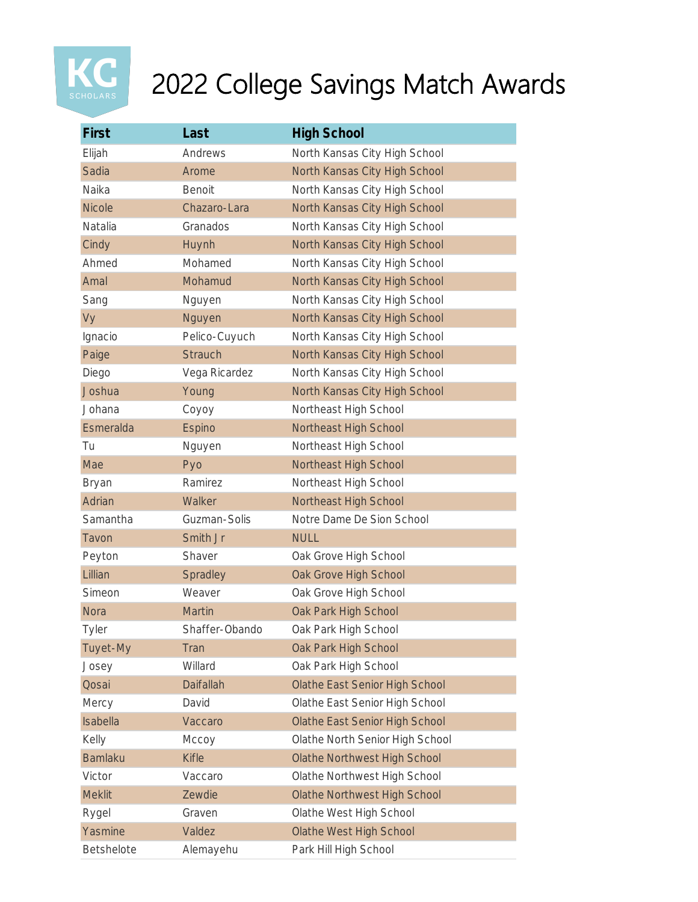# 2022 College Savings Match Awards

| First | Last | High School |
|---|---|---|
| Elijah | Andrews | North Kansas City High School |
| Sadia | Arome | North Kansas City High School |
| Naika | Benoit | North Kansas City High School |
| Nicole | Chazaro-Lara | North Kansas City High School |
| Natalia | Granados | North Kansas City High School |
| Cindy | Huynh | North Kansas City High School |
| Ahmed | Mohamed | North Kansas City High School |
| Amal | Mohamud | North Kansas City High School |
| Sang | Nguyen | North Kansas City High School |
| Vy | Nguyen | North Kansas City High School |
| Ignacio | Pelico-Cuyuch | North Kansas City High School |
| Paige | Strauch | North Kansas City High School |
| Diego | Vega Ricardez | North Kansas City High School |
| Joshua | Young | North Kansas City High School |
| Johana | Coyoy | Northeast High School |
| Esmeralda | Espino | Northeast High School |
| Tu | Nguyen | Northeast High School |
| Mae | Pyo | Northeast High School |
| Bryan | Ramirez | Northeast High School |
| Adrian | Walker | Northeast High School |
| Samantha | Guzman-Solis | Notre Dame De Sion School |
| Tavon | Smith Jr | NULL |
| Peyton | Shaver | Oak Grove High School |
| Lillian | Spradley | Oak Grove High School |
| Simeon | Weaver | Oak Grove High School |
| Nora | Martin | Oak Park High School |
| Tyler | Shaffer-Obando | Oak Park High School |
| Tuyet-My | Tran | Oak Park High School |
| Josey | Willard | Oak Park High School |
| Qosai | Daifallah | Olathe East Senior High School |
| Mercy | David | Olathe East Senior High School |
| Isabella | Vaccaro | Olathe East Senior High School |
| Kelly | Mccoy | Olathe North Senior High School |
| Bamlaku | Kifle | Olathe Northwest High School |
| Victor | Vaccaro | Olathe Northwest High School |
| Meklit | Zewdie | Olathe Northwest High School |
| Rygel | Graven | Olathe West High School |
| Yasmine | Valdez | Olathe West High School |
| Betshelote | Alemayehu | Park Hill High School |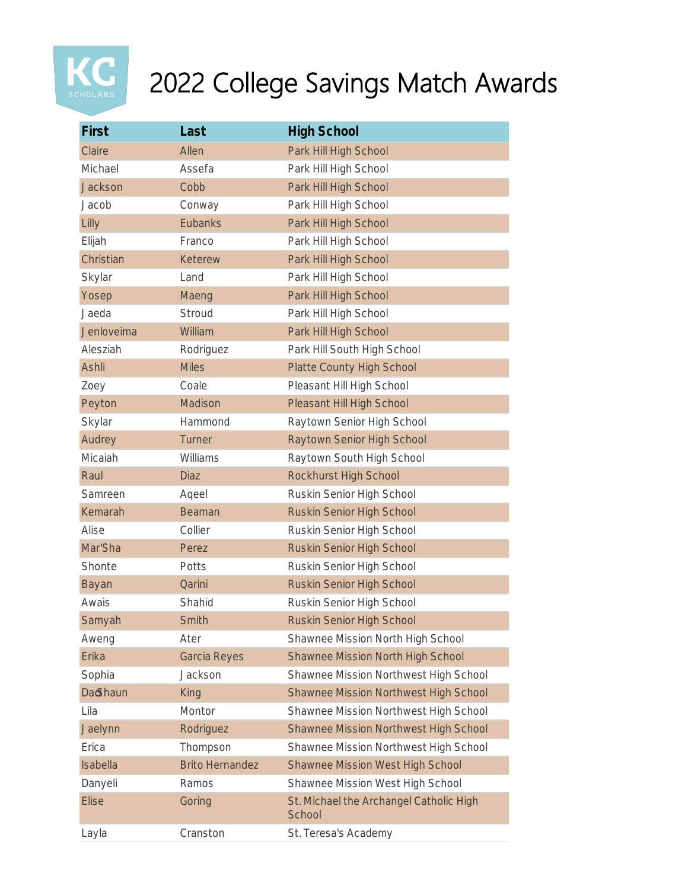# 2022 College Savings Match Awards

| First | Last | High School |
|---|---|---|
| Claire | Allen | Park Hill High School |
| Michael | Assefa | Park Hill High School |
| Jackson | Cobb | Park Hill High School |
| Jacob | Conway | Park Hill High School |
| Lilly | Eubanks | Park Hill High School |
| Elijah | Franco | Park Hill High School |
| Christian | Keterew | Park Hill High School |
| Skylar | Land | Park Hill High School |
| Yosep | Maeng | Park Hill High School |
| Jaeda | Stroud | Park Hill High School |
| Jenloveima | William | Park Hill High School |
| Alesziah | Rodriguez | Park Hill South High School |
| Ashli | Miles | Platte County High School |
| Zoey | Coale | Pleasant Hill High School |
| Peyton | Madison | Pleasant Hill High School |
| Skylar | Hammond | Raytown Senior High School |
| Audrey | Turner | Raytown Senior High School |
| Micaiah | Williams | Raytown South High School |
| Raul | Diaz | Rockhurst High School |
| Samreen | Aqeel | Ruskin Senior High School |
| Kemarah | Beaman | Ruskin Senior High School |
| Alise | Collier | Ruskin Senior High School |
| Mar'Sha | Perez | Ruskin Senior High School |
| Shonte | Potts | Ruskin Senior High School |
| Bayan | Qarini | Ruskin Senior High School |
| Awais | Shahid | Ruskin Senior High School |
| Samyah | Smith | Ruskin Senior High School |
| Aweng | Ater | Shawnee Mission North High School |
| Erika | Garcia Reyes | Shawnee Mission North High School |
| Sophia | Jackson | Shawnee Mission Northwest High School |
| DaShaun | King | Shawnee Mission Northwest High School |
| Lila | Montor | Shawnee Mission Northwest High School |
| Jaelynn | Rodriguez | Shawnee Mission Northwest High School |
| Erica | Thompson | Shawnee Mission Northwest High School |
| Isabella | Brito Hernandez | Shawnee Mission West High School |
| Danyeli | Ramos | Shawnee Mission West High School |
| Elise | Goring | St. Michael the Archangel Catholic High School |
| Layla | Cranston | St. Teresa's Academy |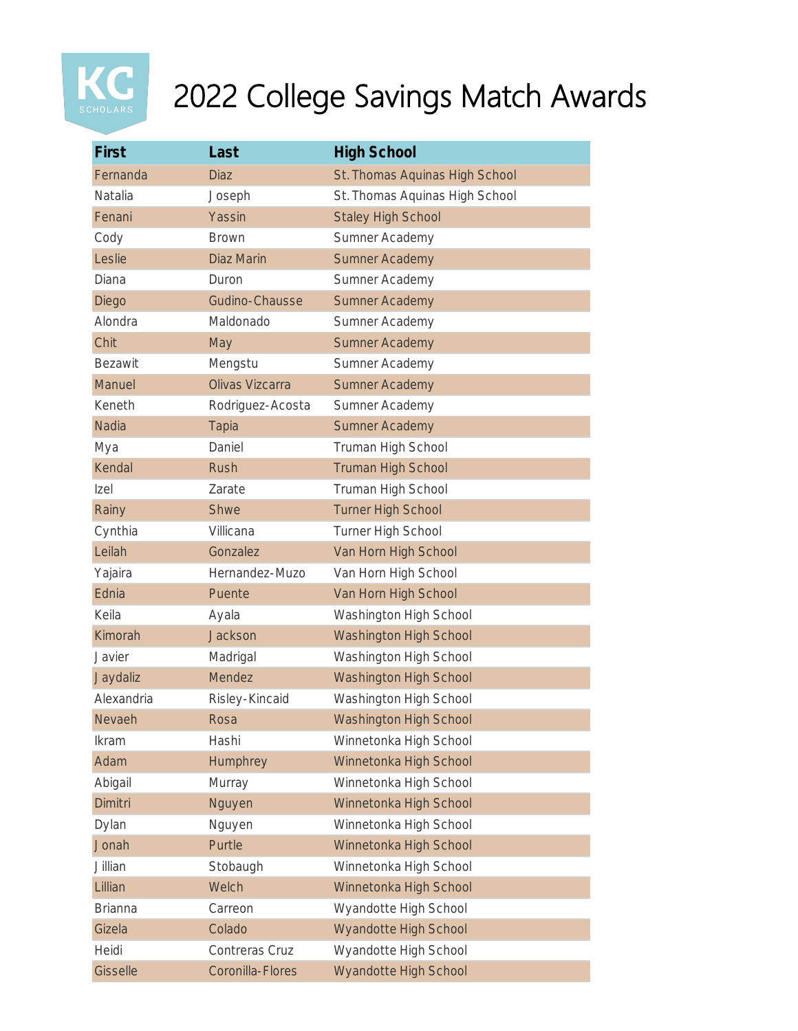# 2022 College Savings Match Awards

| First | Last | High School |
|---|---|---|
| Fernanda | Diaz | St. Thomas Aquinas High School |
| Natalia | Joseph | St. Thomas Aquinas High School |
| Fenani | Yassin | Staley High School |
| Cody | Brown | Sumner Academy |
| Leslie | Diaz Marin | Sumner Academy |
| Diana | Duron | Sumner Academy |
| Diego | Gudino-Chausse | Sumner Academy |
| Alondra | Maldonado | Sumner Academy |
| Chit | May | Sumner Academy |
| Bezawit | Mengstu | Sumner Academy |
| Manuel | Olivas Vizcarra | Sumner Academy |
| Keneth | Rodriguez-Acosta | Sumner Academy |
| Nadia | Tapia | Sumner Academy |
| Mya | Daniel | Truman High School |
| Kendal | Rush | Truman High School |
| Izel | Zarate | Truman High School |
| Rainy | Shwe | Turner High School |
| Cynthia | Villicana | Turner High School |
| Leilah | Gonzalez | Van Horn High School |
| Yajaira | Hernandez-Muzo | Van Horn High School |
| Ednia | Puente | Van Horn High School |
| Keila | Ayala | Washington High School |
| Kimorah | Jackson | Washington High School |
| Javier | Madrigal | Washington High School |
| Jaydaliz | Mendez | Washington High School |
| Alexandria | Risley-Kincaid | Washington High School |
| Nevaeh | Rosa | Washington High School |
| Ikram | Hashi | Winnetonka High School |
| Adam | Humphrey | Winnetonka High School |
| Abigail | Murray | Winnetonka High School |
| Dimitri | Nguyen | Winnetonka High School |
| Dylan | Nguyen | Winnetonka High School |
| Jonah | Purtle | Winnetonka High School |
| Jillian | Stobaugh | Winnetonka High School |
| Lillian | Welch | Winnetonka High School |
| Brianna | Carreon | Wyandotte High School |
| Gizela | Colado | Wyandotte High School |
| Heidi | Contreras Cruz | Wyandotte High School |
| Gisselle | Coronilla-Flores | Wyandotte High School |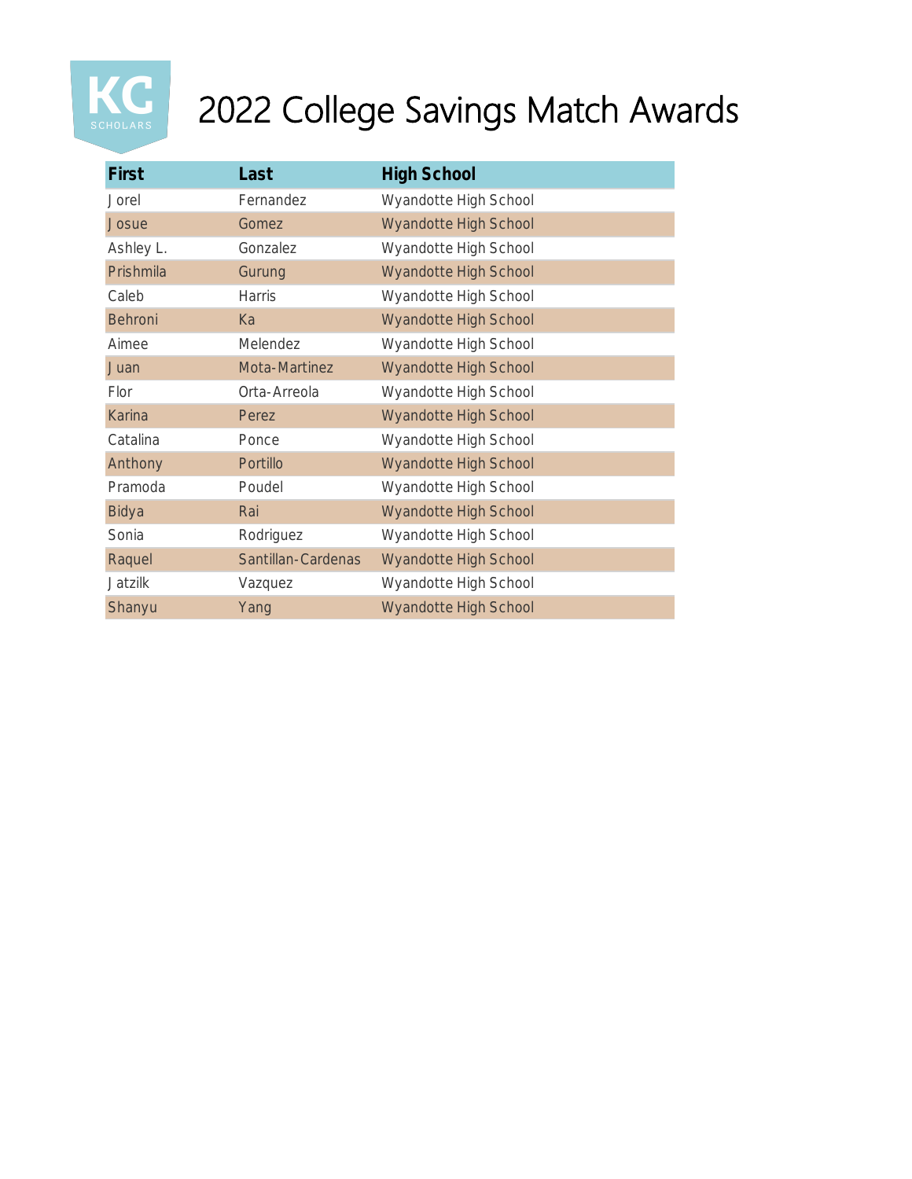# 2022 College Savings Match Awards

| First | Last | High School |
|---|---|---|
| Jorel | Fernandez | Wyandotte High School |
| Josue | Gomez | Wyandotte High School |
| Ashley L. | Gonzalez | Wyandotte High School |
| Prishmila | Gurung | Wyandotte High School |
| Caleb | Harris | Wyandotte High School |
| Behroni | Ka | Wyandotte High School |
| Aimee | Melendez | Wyandotte High School |
| Juan | Mota-Martinez | Wyandotte High School |
| Flor | Orta-Arreola | Wyandotte High School |
| Karina | Perez | Wyandotte High School |
| Catalina | Ponce | Wyandotte High School |
| Anthony | Portillo | Wyandotte High School |
| Pramoda | Poudel | Wyandotte High School |
| Bidya | Rai | Wyandotte High School |
| Sonia | Rodriguez | Wyandotte High School |
| Raquel | Santillan-Cardenas | Wyandotte High School |
| Jatzilk | Vazquez | Wyandotte High School |
| Shanyu | Yang | Wyandotte High School |